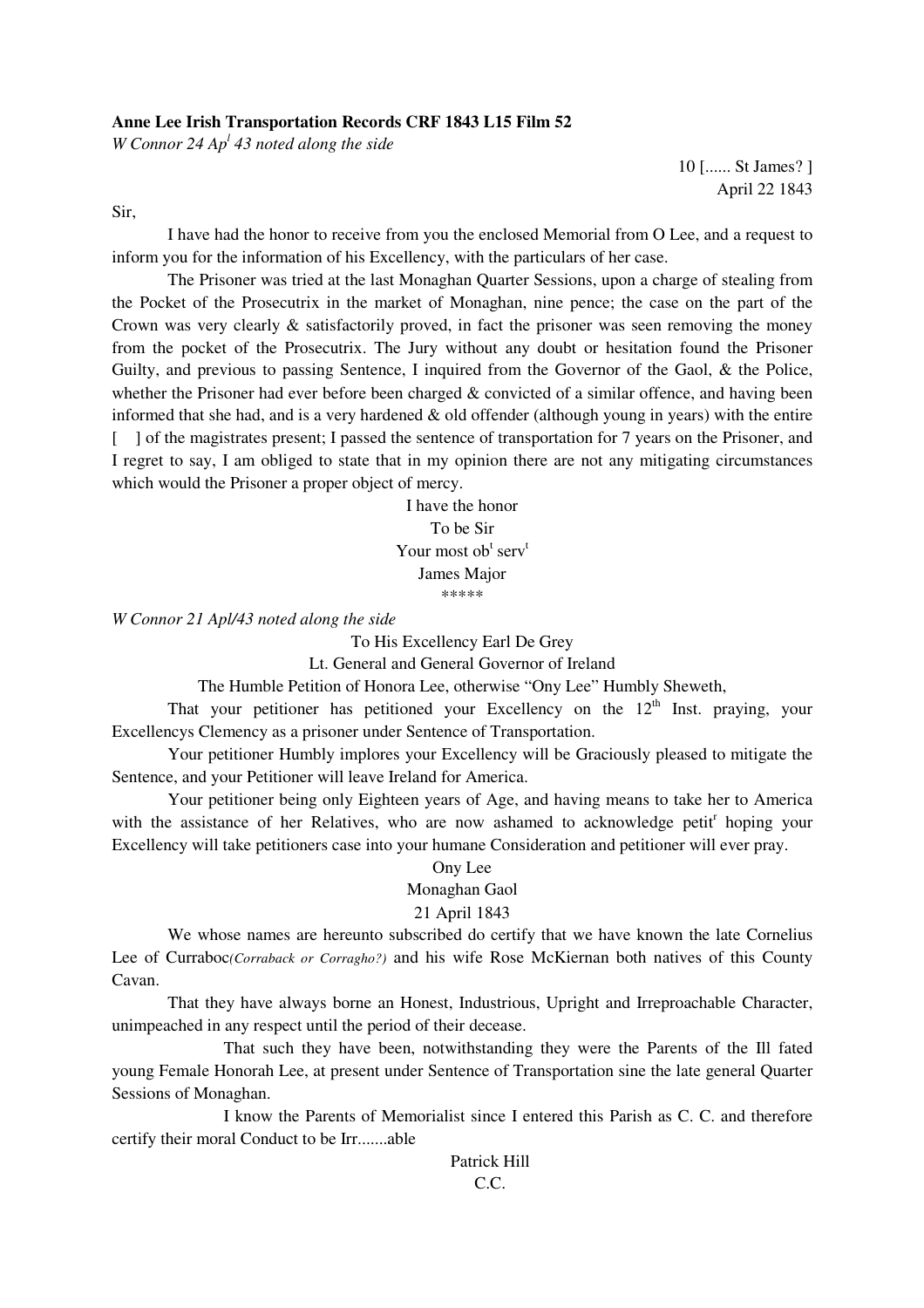**Anne Lee Irish Transportation Records CRF 1843 L15 Film 52**

*W Connor 24 Ap[l] 43 noted along the side*

10 [...... St James? ]
April 22 1843

Sir,

I have had the honor to receive from you the enclosed Memorial from O Lee, and a request to inform you for the information of his Excellency, with the particulars of her case.

The Prisoner was tried at the last Monaghan Quarter Sessions, upon a charge of stealing from the Pocket of the Prosecutrix in the market of Monaghan, nine pence; the case on the part of the Crown was very clearly & satisfactorily proved, in fact the prisoner was seen removing the money from the pocket of the Prosecutrix. The Jury without any doubt or hesitation found the Prisoner Guilty, and previous to passing Sentence, I inquired from the Governor of the Gaol, & the Police, whether the Prisoner had ever before been charged & convicted of a similar offence, and having been informed that she had, and is a very hardened & old offender (although young in years) with the entire [ ] of the magistrates present; I passed the sentence of transportation for 7 years on the Prisoner, and I regret to say, I am obliged to state that in my opinion there are not any mitigating circumstances which would the Prisoner a proper object of mercy.

I have the honor
To be Sir
Your most ob[t] serv[t]
James Major

\*\*\*\*\*

*W Connor 21 Apl/43 noted along the side*

To His Excellency Earl De Grey
Lt. General and General Governor of Ireland

The Humble Petition of Honora Lee, otherwise "Ony Lee" Humbly Sheweth,

That your petitioner has petitioned your Excellency on the 12[th] Inst. praying, your Excellencys Clemency as a prisoner under Sentence of Transportation.

Your petitioner Humbly implores your Excellency will be Graciously pleased to mitigate the Sentence, and your Petitioner will leave Ireland for America.

Your petitioner being only Eighteen years of Age, and having means to take her to America with the assistance of her Relatives, who are now ashamed to acknowledge petit[r] hoping your Excellency will take petitioners case into your humane Consideration and petitioner will ever pray.

Ony Lee
Monaghan Gaol
21 April 1843

We whose names are hereunto subscribed do certify that we have known the late Cornelius Lee of Curraboc*(Corraback or Corragho?)* and his wife Rose McKiernan both natives of this County Cavan.

That they have always borne an Honest, Industrious, Upright and Irreproachable Character, unimpeached in any respect until the period of their decease.

That such they have been, notwithstanding they were the Parents of the Ill fated young Female Honorah Lee, at present under Sentence of Transportation sine the late general Quarter Sessions of Monaghan.

I know the Parents of Memorialist since I entered this Parish as C. C. and therefore certify their moral Conduct to be Irr.......able

Patrick Hill
C.C.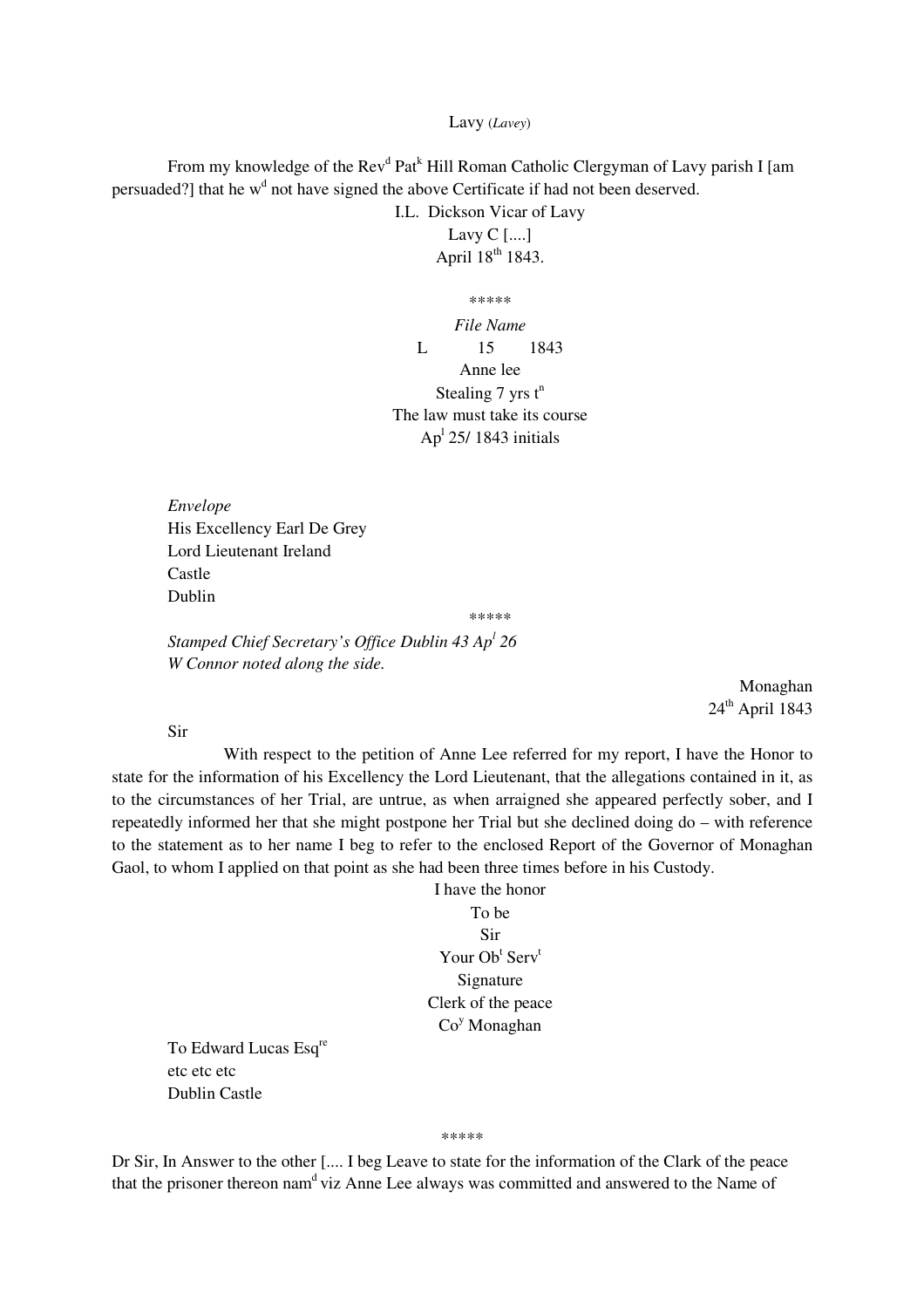Lavy (*Lavey*)

From my knowledge of the Rev[d] Pat[k] Hill Roman Catholic Clergyman of Lavy parish I [am persuaded?] that he w[d] not have signed the above Certificate if had not been deserved.

I.L. Dickson Vicar of Lavy
Lavy C [....]
April 18[th] 1843.

\*\*\*\*\*

*File Name*
L 15 1843
Anne lee
Stealing 7 yrs t[n]
The law must take its course
Ap[l] 25/ 1843 initials

*Envelope*
His Excellency Earl De Grey
Lord Lieutenant Ireland
Castle
Dublin

\*\*\*\*\*

*Stamped Chief Secretary's Office Dublin 43 Ap[l] 26*
*W Connor noted along the side.*

Monaghan
24[th] April 1843

Sir

With respect to the petition of Anne Lee referred for my report, I have the Honor to state for the information of his Excellency the Lord Lieutenant, that the allegations contained in it, as to the circumstances of her Trial, are untrue, as when arraigned she appeared perfectly sober, and I repeatedly informed her that she might postpone her Trial but she declined doing do – with reference to the statement as to her name I beg to refer to the enclosed Report of the Governor of Monaghan Gaol, to whom I applied on that point as she had been three times before in his Custody.

I have the honor
To be
Sir
Your Ob[t] Serv[t]
Signature
Clerk of the peace
Co[y] Monaghan

To Edward Lucas Esq[re]
etc etc etc
Dublin Castle

\*\*\*\*\*

Dr Sir, In Answer to the other [.... I beg Leave to state for the information of the Clark of the peace that the prisoner thereon nam[d] viz Anne Lee always was committed and answered to the Name of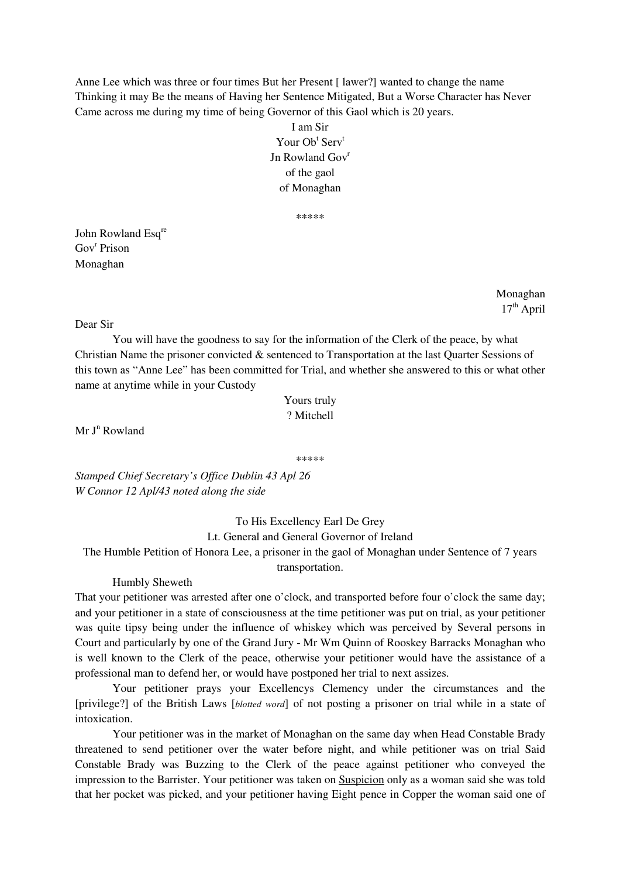Anne Lee which was three or four times But her Present [ lawer?] wanted to change the name Thinking it may Be the means of Having her Sentence Mitigated, But a Worse Character has Never Came across me during my time of being Governor of this Gaol which is 20 years.

I am Sir
Your Ob[t] Serv[t]
Jn Rowland Gov[r]
of the gaol
of Monaghan

\*\*\*\*\*

John Rowland Esq[re]
Gov[r] Prison
Monaghan

Monaghan
17[th] April

Dear Sir

You will have the goodness to say for the information of the Clerk of the peace, by what Christian Name the prisoner convicted & sentenced to Transportation at the last Quarter Sessions of this town as "Anne Lee" has been committed for Trial, and whether she answered to this or what other name at anytime while in your Custody

Yours truly
? Mitchell

Mr J[n] Rowland

\*\*\*\*\*

*Stamped Chief Secretary's Office Dublin 43 Apl 26*
*W Connor 12 Apl/43 noted along the side*

To His Excellency Earl De Grey
Lt. General and General Governor of Ireland
The Humble Petition of Honora Lee, a prisoner in the gaol of Monaghan under Sentence of 7 years transportation.

Humbly Sheweth

That your petitioner was arrested after one o'clock, and transported before four o'clock the same day; and your petitioner in a state of consciousness at the time petitioner was put on trial, as your petitioner was quite tipsy being under the influence of whiskey which was perceived by Several persons in Court and particularly by one of the Grand Jury - Mr Wm Quinn of Rooskey Barracks Monaghan who is well known to the Clerk of the peace, otherwise your petitioner would have the assistance of a professional man to defend her, or would have postponed her trial to next assizes.

Your petitioner prays your Excellencys Clemency under the circumstances and the [privilege?] of the British Laws [*blotted word*] of not posting a prisoner on trial while in a state of intoxication.

Your petitioner was in the market of Monaghan on the same day when Head Constable Brady threatened to send petitioner over the water before night, and while petitioner was on trial Said Constable Brady was Buzzing to the Clerk of the peace against petitioner who conveyed the impression to the Barrister. Your petitioner was taken on <u>Suspicion</u> only as a woman said she was told that her pocket was picked, and your petitioner having Eight pence in Copper the woman said one of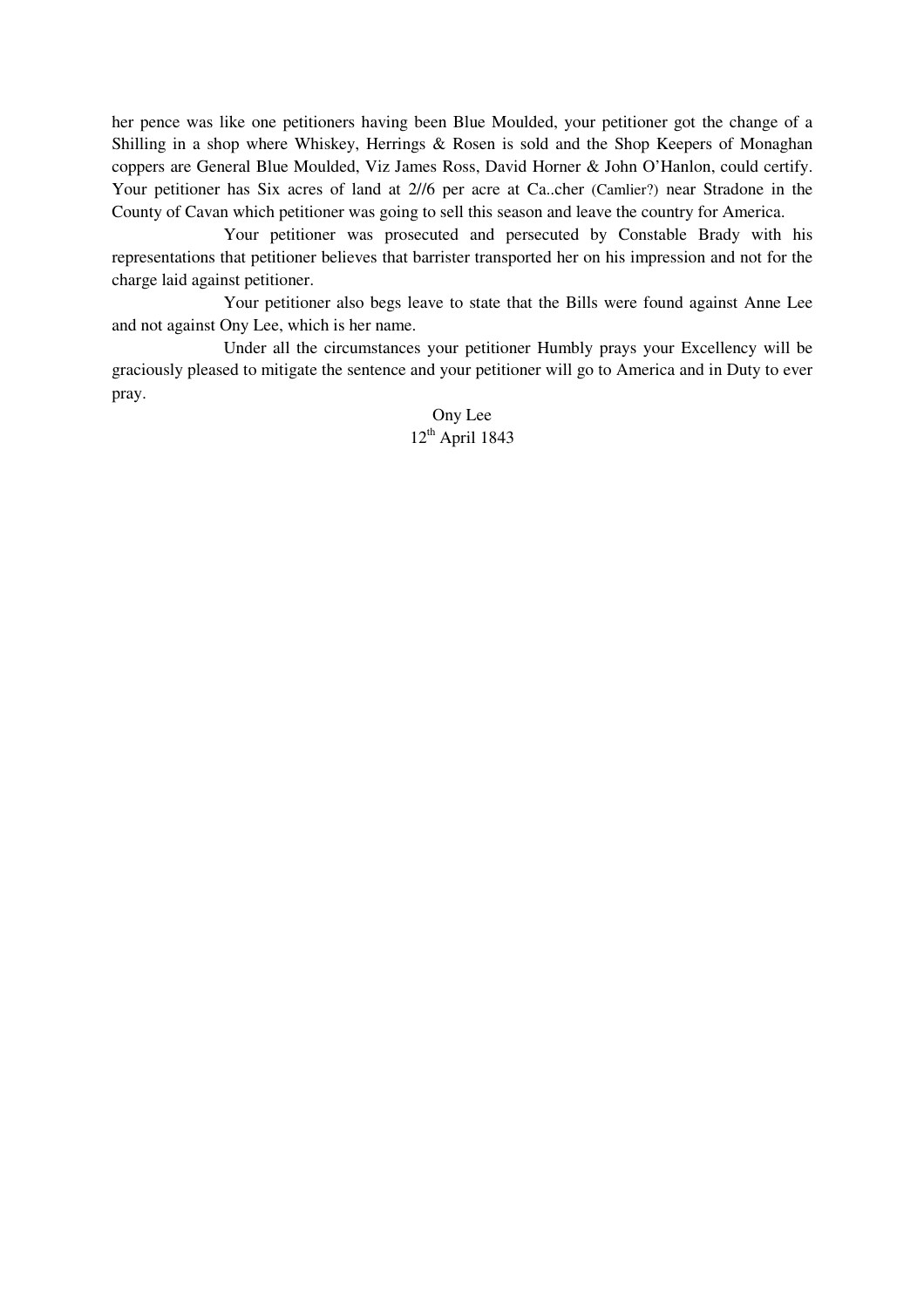her pence was like one petitioners having been Blue Moulded, your petitioner got the change of a Shilling in a shop where Whiskey, Herrings & Rosen is sold and the Shop Keepers of Monaghan coppers are General Blue Moulded, Viz James Ross, David Horner & John O'Hanlon, could certify. Your petitioner has Six acres of land at 2//6 per acre at Ca..cher (Camlier?) near Stradone in the County of Cavan which petitioner was going to sell this season and leave the country for America.

Your petitioner was prosecuted and persecuted by Constable Brady with his representations that petitioner believes that barrister transported her on his impression and not for the charge laid against petitioner.

Your petitioner also begs leave to state that the Bills were found against Anne Lee and not against Ony Lee, which is her name.

Under all the circumstances your petitioner Humbly prays your Excellency will be graciously pleased to mitigate the sentence and your petitioner will go to America and in Duty to ever pray.

Ony Lee
12th April 1843